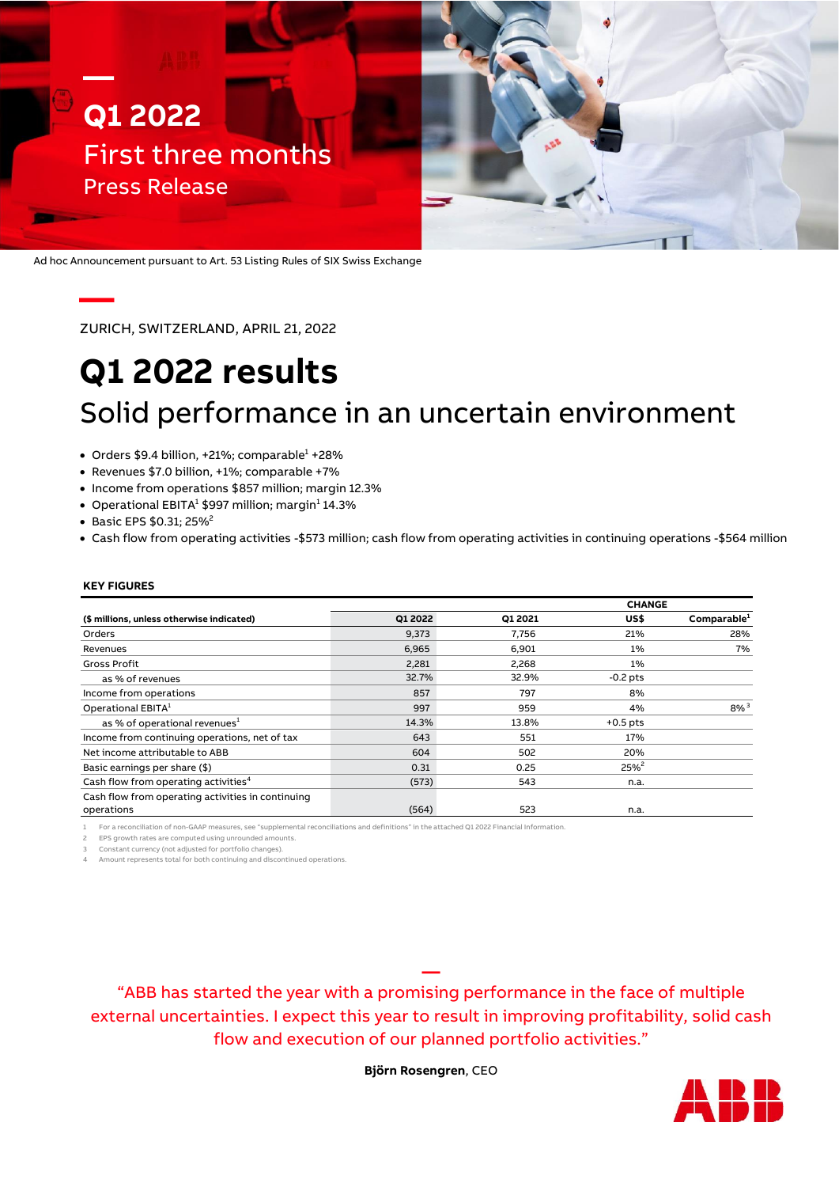# Q1 2022

First three months

Press Release

Ad hoc Announcement pursuant to Art. 53 Listing Rules of SIX Swiss Exchange

ZURICH, SWITZERLAND, APRIL 21, 2022

# Q1 2022 results

## Solid performance in an uncertain environment

- Orders $9.4 billion, +21%; comparable[1] +28%
- Revenues $7.0 billion, +1%; comparable +7%
- Income from operations $857 million; margin 12.3%
- Operational EBITA[1] $997 million; margin[1] 14.3%
- Basic EPS $0.31; 25%[2]
- Cash flow from operating activities -$573 million; cash flow from operating activities in continuing operations -$564 million

**KEY FIGURES**

| ($ millions, unless otherwise indicated) | Q1 2022 | Q1 2021 | CHANGE US$ | CHANGE Comparable[1] |
|---|---|---|---|---|
| Orders | 9,373 | 7,756 | 21% | 28% |
| Revenues | 6,965 | 6,901 | 1% | 7% |
| Gross Profit | 2,281 | 2,268 | 1% | |
| as % of revenues | 32.7% | 32.9% | -0.2 pts | |
| Income from operations | 857 | 797 | 8% | |
| Operational EBITA[1] | 997 | 959 | 4% | 8%[3] |
| as % of operational revenues[1] | 14.3% | 13.8% | +0.5 pts | |
| Income from continuing operations, net of tax | 643 | 551 | 17% | |
| Net income attributable to ABB | 604 | 502 | 20% | |
| Basic earnings per share ($) | 0.31 | 0.25 | 25%[2] | |
| Cash flow from operating activities[4] | (573) | 543 | n.a. | |
| Cash flow from operating activities in continuing operations | (564) | 523 | n.a. | |

1 For a reconciliation of non-GAAP measures, see "supplemental reconciliations and definitions" in the attached Q1 2022 Financial Information.
2 EPS growth rates are computed using unrounded amounts.
3 Constant currency (not adjusted for portfolio changes).
4 Amount represents total for both continuing and discontinued operations.

"ABB has started the year with a promising performance in the face of multiple external uncertainties. I expect this year to result in improving profitability, solid cash flow and execution of our planned portfolio activities."

**Björn Rosengren**, CEO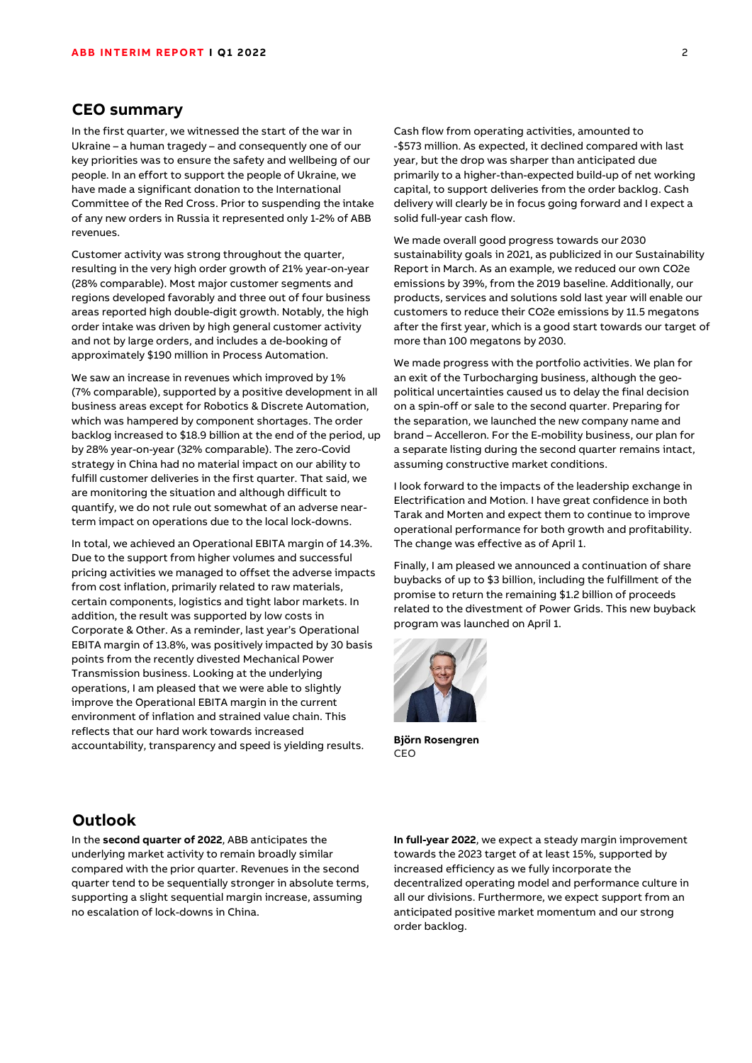## CEO summary

In the first quarter, we witnessed the start of the war in Ukraine – a human tragedy – and consequently one of our key priorities was to ensure the safety and wellbeing of our people. In an effort to support the people of Ukraine, we have made a significant donation to the International Committee of the Red Cross. Prior to suspending the intake of any new orders in Russia it represented only 1-2% of ABB revenues.

Customer activity was strong throughout the quarter, resulting in the very high order growth of 21% year-on-year (28% comparable). Most major customer segments and regions developed favorably and three out of four business areas reported high double-digit growth. Notably, the high order intake was driven by high general customer activity and not by large orders, and includes a de-booking of approximately $190 million in Process Automation.

We saw an increase in revenues which improved by 1% (7% comparable), supported by a positive development in all business areas except for Robotics & Discrete Automation, which was hampered by component shortages. The order backlog increased to $18.9 billion at the end of the period, up by 28% year-on-year (32% comparable). The zero-Covid strategy in China had no material impact on our ability to fulfill customer deliveries in the first quarter. That said, we are monitoring the situation and although difficult to quantify, we do not rule out somewhat of an adverse near-term impact on operations due to the local lock-downs.

In total, we achieved an Operational EBITA margin of 14.3%. Due to the support from higher volumes and successful pricing activities we managed to offset the adverse impacts from cost inflation, primarily related to raw materials, certain components, logistics and tight labor markets. In addition, the result was supported by low costs in Corporate & Other. As a reminder, last year's Operational EBITA margin of 13.8%, was positively impacted by 30 basis points from the recently divested Mechanical Power Transmission business. Looking at the underlying operations, I am pleased that we were able to slightly improve the Operational EBITA margin in the current environment of inflation and strained value chain. This reflects that our hard work towards increased accountability, transparency and speed is yielding results.

Cash flow from operating activities, amounted to -$573 million. As expected, it declined compared with last year, but the drop was sharper than anticipated due primarily to a higher-than-expected build-up of net working capital, to support deliveries from the order backlog. Cash delivery will clearly be in focus going forward and I expect a solid full-year cash flow.

We made overall good progress towards our 2030 sustainability goals in 2021, as publicized in our Sustainability Report in March. As an example, we reduced our own CO2e emissions by 39%, from the 2019 baseline. Additionally, our products, services and solutions sold last year will enable our customers to reduce their CO2e emissions by 11.5 megatons after the first year, which is a good start towards our target of more than 100 megatons by 2030.

We made progress with the portfolio activities. We plan for an exit of the Turbocharging business, although the geo-political uncertainties caused us to delay the final decision on a spin-off or sale to the second quarter. Preparing for the separation, we launched the new company name and brand – Accelleron. For the E-mobility business, our plan for a separate listing during the second quarter remains intact, assuming constructive market conditions.

I look forward to the impacts of the leadership exchange in Electrification and Motion. I have great confidence in both Tarak and Morten and expect them to continue to improve operational performance for both growth and profitability. The change was effective as of April 1.

Finally, I am pleased we announced a continuation of share buybacks of up to $3 billion, including the fulfillment of the promise to return the remaining $1.2 billion of proceeds related to the divestment of Power Grids. This new buyback program was launched on April 1.

**Björn Rosengren**
CEO

## Outlook

In the **second quarter of 2022**, ABB anticipates the underlying market activity to remain broadly similar compared with the prior quarter. Revenues in the second quarter tend to be sequentially stronger in absolute terms, supporting a slight sequential margin increase, assuming no escalation of lock-downs in China.

**In full-year 2022**, we expect a steady margin improvement towards the 2023 target of at least 15%, supported by increased efficiency as we fully incorporate the decentralized operating model and performance culture in all our divisions. Furthermore, we expect support from an anticipated positive market momentum and our strong order backlog.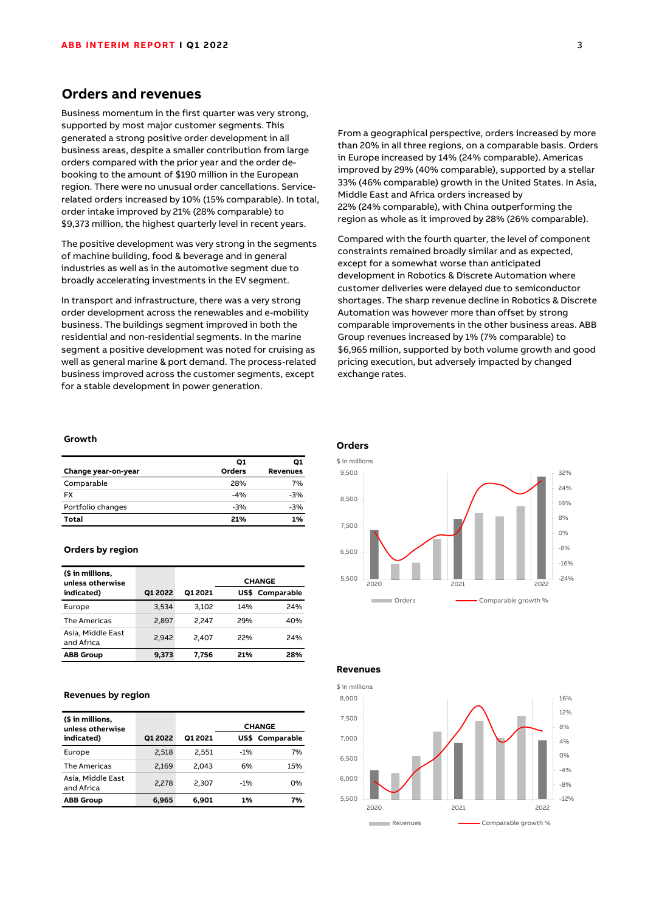## Orders and revenues

Business momentum in the first quarter was very strong, supported by most major customer segments. This generated a strong positive order development in all business areas, despite a smaller contribution from large orders compared with the prior year and the order de-booking to the amount of $190 million in the European region. There were no unusual order cancellations. Service-related orders increased by 10% (15% comparable). In total, order intake improved by 21% (28% comparable) to $9,373 million, the highest quarterly level in recent years.

The positive development was very strong in the segments of machine building, food & beverage and in general industries as well as in the automotive segment due to broadly accelerating investments in the EV segment.

In transport and infrastructure, there was a very strong order development across the renewables and e-mobility business. The buildings segment improved in both the residential and non-residential segments. In the marine segment a positive development was noted for cruising as well as general marine & port demand. The process-related business improved across the customer segments, except for a stable development in power generation.

From a geographical perspective, orders increased by more than 20% in all three regions, on a comparable basis. Orders in Europe increased by 14% (24% comparable). Americas improved by 29% (40% comparable), supported by a stellar 33% (46% comparable) growth in the United States. In Asia, Middle East and Africa orders increased by 22% (24% comparable), with China outperforming the region as whole as it improved by 28% (26% comparable).

Compared with the fourth quarter, the level of component constraints remained broadly similar and as expected, except for a somewhat worse than anticipated development in Robotics & Discrete Automation where customer deliveries were delayed due to semiconductor shortages. The sharp revenue decline in Robotics & Discrete Automation was however more than offset by strong comparable improvements in the other business areas. ABB Group revenues increased by 1% (7% comparable) to $6,965 million, supported by both volume growth and good pricing execution, but adversely impacted by changed exchange rates.

### Growth

| Change year-on-year | Q1 Orders | Q1 Revenues |
|---|---|---|
| Comparable | 28% | 7% |
| FX | -4% | -3% |
| Portfolio changes | -3% | -3% |
| **Total** | **21%** | **1%** |

### Orders by region

| ($ in millions, unless otherwise indicated) | Q1 2022 | Q1 2021 | CHANGE US$ | CHANGE Comparable |
|---|---|---|---|---|
| Europe | 3,534 | 3,102 | 14% | 24% |
| The Americas | 2,897 | 2,247 | 29% | 40% |
| Asia, Middle East and Africa | 2,942 | 2,407 | 22% | 24% |
| **ABB Group** | **9,373** | **7,756** | **21%** | **28%** |

### Revenues by region

| ($ in millions, unless otherwise indicated) | Q1 2022 | Q1 2021 | CHANGE US$ | CHANGE Comparable |
|---|---|---|---|---|
| Europe | 2,518 | 2,551 | -1% | 7% |
| The Americas | 2,169 | 2,043 | 6% | 15% |
| Asia, Middle East and Africa | 2,278 | 2,307 | -1% | 0% |
| **ABB Group** | **6,965** | **6,901** | **1%** | **7%** |

### Orders

$ in millions

Orders — Comparable growth %

### Revenues

$ in millions

Revenues — Comparable growth %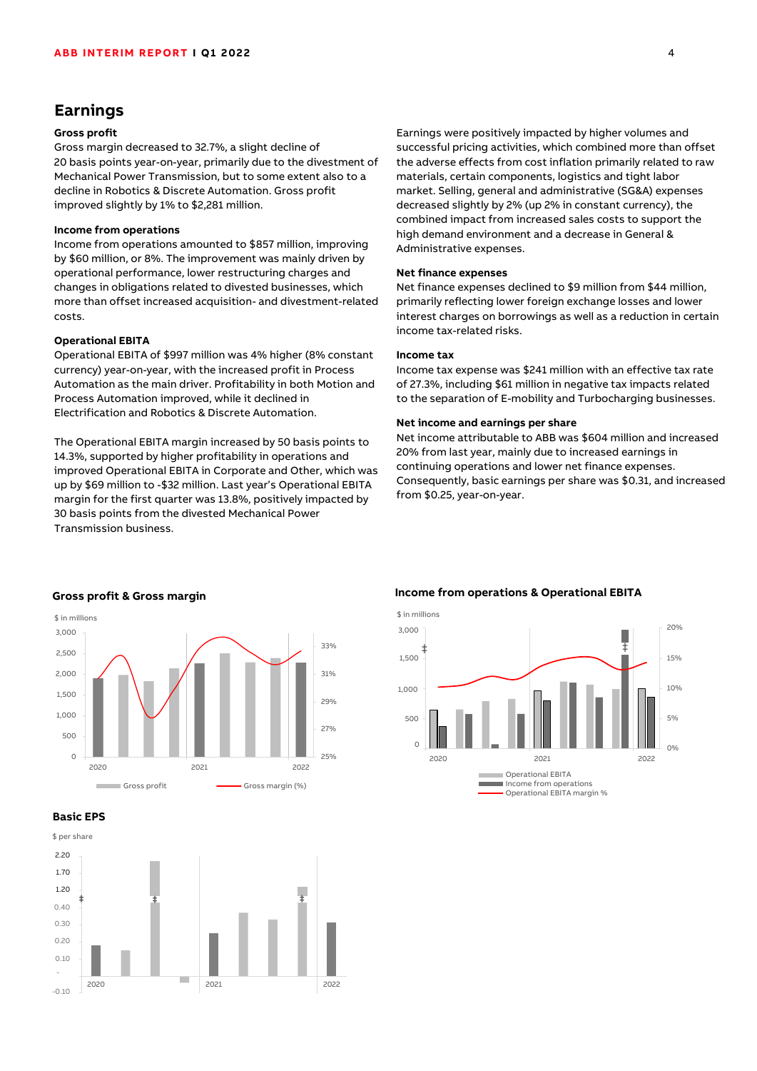## Earnings

**Gross profit**

Gross margin decreased to 32.7%, a slight decline of 20 basis points year-on-year, primarily due to the divestment of Mechanical Power Transmission, but to some extent also to a decline in Robotics & Discrete Automation. Gross profit improved slightly by 1% to $2,281 million.

**Income from operations**

Income from operations amounted to $857 million, improving by $60 million, or 8%. The improvement was mainly driven by operational performance, lower restructuring charges and changes in obligations related to divested businesses, which more than offset increased acquisition- and divestment-related costs.

**Operational EBITA**

Operational EBITA of $997 million was 4% higher (8% constant currency) year-on-year, with the increased profit in Process Automation as the main driver. Profitability in both Motion and Process Automation improved, while it declined in Electrification and Robotics & Discrete Automation.

The Operational EBITA margin increased by 50 basis points to 14.3%, supported by higher profitability in operations and improved Operational EBITA in Corporate and Other, which was up by $69 million to -$32 million. Last year's Operational EBITA margin for the first quarter was 13.8%, positively impacted by 30 basis points from the divested Mechanical Power Transmission business.

Earnings were positively impacted by higher volumes and successful pricing activities, which combined more than offset the adverse effects from cost inflation primarily related to raw materials, certain components, logistics and tight labor market. Selling, general and administrative (SG&A) expenses decreased slightly by 2% (up 2% in constant currency), the combined impact from increased sales costs to support the high demand environment and a decrease in General & Administrative expenses.

**Net finance expenses**

Net finance expenses declined to $9 million from $44 million, primarily reflecting lower foreign exchange losses and lower interest charges on borrowings as well as a reduction in certain income tax-related risks.

**Income tax**

Income tax expense was $241 million with an effective tax rate of 27.3%, including $61 million in negative tax impacts related to the separation of E-mobility and Turbocharging businesses.

**Net income and earnings per share**

Net income attributable to ABB was $604 million and increased 20% from last year, mainly due to increased earnings in continuing operations and lower net finance expenses. Consequently, basic earnings per share was $0.31, and increased from $0.25, year-on-year.

**Gross profit & Gross margin**

**Income from operations & Operational EBITA**

**Basic EPS**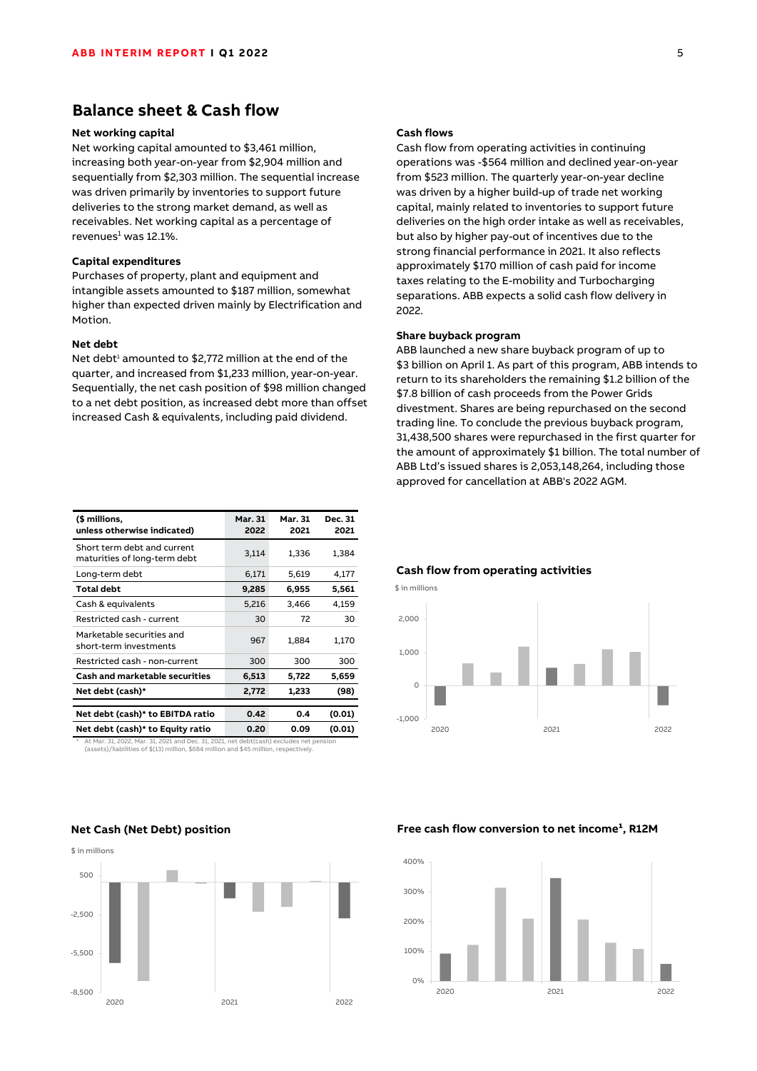## Balance sheet & Cash flow

### Net working capital

Net working capital amounted to $3,461 million, increasing both year-on-year from $2,904 million and sequentially from $2,303 million. The sequential increase was driven primarily by inventories to support future deliveries to the strong market demand, as well as receivables. Net working capital as a percentage of revenues[1] was 12.1%.

### Capital expenditures

Purchases of property, plant and equipment and intangible assets amounted to $187 million, somewhat higher than expected driven mainly by Electrification and Motion.

### Net debt

Net debt[1] amounted to $2,772 million at the end of the quarter, and increased from $1,233 million, year-on-year. Sequentially, the net cash position of $98 million changed to a net debt position, as increased debt more than offset increased Cash & equivalents, including paid dividend.

| ($ millions, unless otherwise indicated) | Mar. 31 2022 | Mar. 31 2021 | Dec. 31 2021 |
|---|---|---|---|
| Short term debt and current maturities of long-term debt | 3,114 | 1,336 | 1,384 |
| Long-term debt | 6,171 | 5,619 | 4,177 |
| **Total debt** | **9,285** | **6,955** | **5,561** |
| Cash & equivalents | 5,216 | 3,466 | 4,159 |
| Restricted cash - current | 30 | 72 | 30 |
| Marketable securities and short-term investments | 967 | 1,884 | 1,170 |
| Restricted cash - non-current | 300 | 300 | 300 |
| **Cash and marketable securities** | **6,513** | **5,722** | **5,659** |
| **Net debt (cash)*** | **2,772** | **1,233** | **(98)** |
| **Net debt (cash)* to EBITDA ratio** | **0.42** | **0.4** | **(0.01)** |
| **Net debt (cash)* to Equity ratio** | **0.20** | **0.09** | **(0.01)** |

\* At Mar. 31, 2022, Mar. 31, 2021 and Dec. 31, 2021, net debt(cash) excludes net pension (assets)/liabilities of $(13) million, $684 million and $45 million, respectively.

**Net Cash (Net Debt) position**

$ in millions

### Cash flows

Cash flow from operating activities in continuing operations was -$564 million and declined year-on-year from $523 million. The quarterly year-on-year decline was driven by a higher build-up of trade net working capital, mainly related to inventories to support future deliveries on the high order intake as well as receivables, but also by higher pay-out of incentives due to the strong financial performance in 2021. It also reflects approximately $170 million of cash paid for income taxes relating to the E-mobility and Turbocharging separations. ABB expects a solid cash flow delivery in 2022.

### Share buyback program

ABB launched a new share buyback program of up to $3 billion on April 1. As part of this program, ABB intends to return to its shareholders the remaining $1.2 billion of the $7.8 billion of cash proceeds from the Power Grids divestment. Shares are being repurchased on the second trading line. To conclude the previous buyback program, 31,438,500 shares were repurchased in the first quarter for the amount of approximately $1 billion. The total number of ABB Ltd's issued shares is 2,053,148,264, including those approved for cancellation at ABB's 2022 AGM.

**Cash flow from operating activities**

$ in millions

**Free cash flow conversion to net income[1], R12M**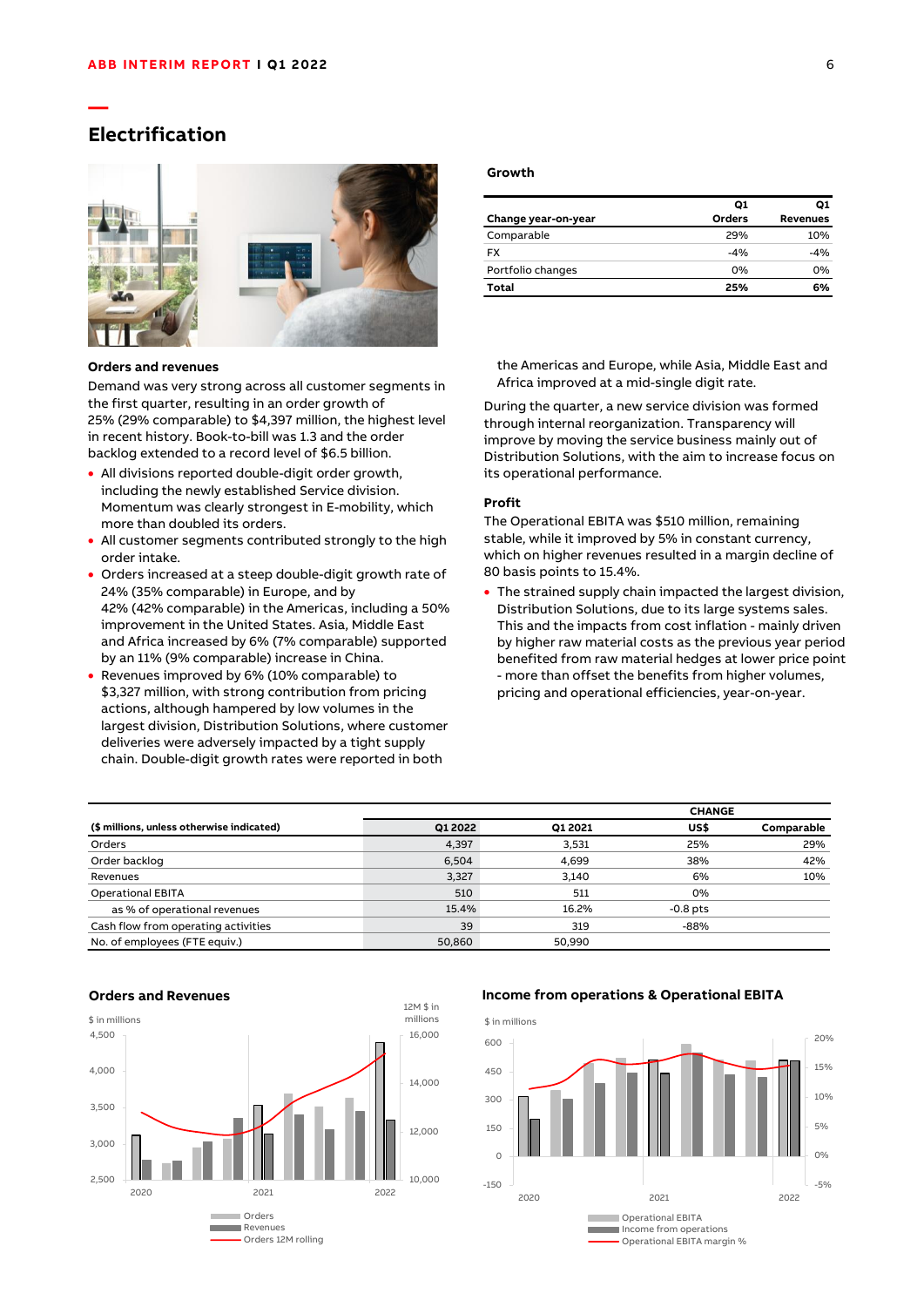## Electrification

### Growth

| Change year-on-year | Q1 Orders | Q1 Revenues |
|---|---|---|
| Comparable | 29% | 10% |
| FX | -4% | -4% |
| Portfolio changes | 0% | 0% |
| **Total** | **25%** | **6%** |

### Orders and revenues

Demand was very strong across all customer segments in the first quarter, resulting in an order growth of 25% (29% comparable) to $4,397 million, the highest level in recent history. Book-to-bill was 1.3 and the order backlog extended to a record level of $6.5 billion.

- All divisions reported double-digit order growth, including the newly established Service division. Momentum was clearly strongest in E-mobility, which more than doubled its orders.
- All customer segments contributed strongly to the high order intake.
- Orders increased at a steep double-digit growth rate of 24% (35% comparable) in Europe, and by 42% (42% comparable) in the Americas, including a 50% improvement in the United States. Asia, Middle East and Africa increased by 6% (7% comparable) supported by an 11% (9% comparable) increase in China.
- Revenues improved by 6% (10% comparable) to $3,327 million, with strong contribution from pricing actions, although hampered by low volumes in the largest division, Distribution Solutions, where customer deliveries were adversely impacted by a tight supply chain. Double-digit growth rates were reported in both the Americas and Europe, while Asia, Middle East and Africa improved at a mid-single digit rate.

During the quarter, a new service division was formed through internal reorganization. Transparency will improve by moving the service business mainly out of Distribution Solutions, with the aim to increase focus on its operational performance.

### Profit

The Operational EBITA was $510 million, remaining stable, while it improved by 5% in constant currency, which on higher revenues resulted in a margin decline of 80 basis points to 15.4%.

- The strained supply chain impacted the largest division, Distribution Solutions, due to its large systems sales. This and the impacts from cost inflation - mainly driven by higher raw material costs as the previous year period benefited from raw material hedges at lower price point - more than offset the benefits from higher volumes, pricing and operational efficiencies, year-on-year.

| ($ millions, unless otherwise indicated) | Q1 2022 | Q1 2021 | CHANGE US$ | CHANGE Comparable |
|---|---|---|---|---|
| Orders | 4,397 | 3,531 | 25% | 29% |
| Order backlog | 6,504 | 4,699 | 38% | 42% |
| Revenues | 3,327 | 3,140 | 6% | 10% |
| Operational EBITA | 510 | 511 | 0% | |
| as % of operational revenues | 15.4% | 16.2% | -0.8 pts | |
| Cash flow from operating activities | 39 | 319 | -88% | |
| No. of employees (FTE equiv.) | 50,860 | 50,990 | | |

### Orders and Revenues

$ in millions; 12M $ in millions

Legend: Orders; Revenues; Orders 12M rolling

### Income from operations & Operational EBITA

$ in millions

Legend: Operational EBITA; Income from operations; Operational EBITA margin %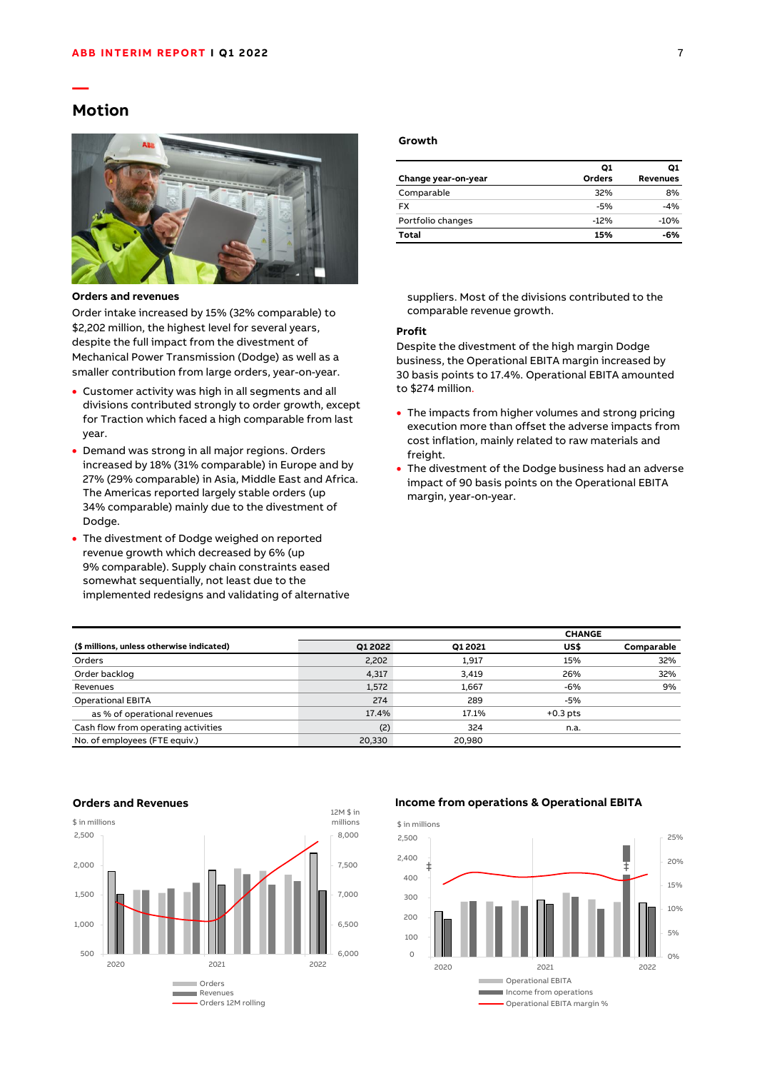# Motion

### Growth

| Change year-on-year | Q1 Orders | Q1 Revenues |
|---|---|---|
| Comparable | 32% | 8% |
| FX | -5% | -4% |
| Portfolio changes | -12% | -10% |
| **Total** | **15%** | **-6%** |

### Orders and revenues

Order intake increased by 15% (32% comparable) to $2,202 million, the highest level for several years, despite the full impact from the divestment of Mechanical Power Transmission (Dodge) as well as a smaller contribution from large orders, year-on-year.

- Customer activity was high in all segments and all divisions contributed strongly to order growth, except for Traction which faced a high comparable from last year.
- Demand was strong in all major regions. Orders increased by 18% (31% comparable) in Europe and by 27% (29% comparable) in Asia, Middle East and Africa. The Americas reported largely stable orders (up 34% comparable) mainly due to the divestment of Dodge.
- The divestment of Dodge weighed on reported revenue growth which decreased by 6% (up 9% comparable). Supply chain constraints eased somewhat sequentially, not least due to the implemented redesigns and validating of alternative suppliers. Most of the divisions contributed to the comparable revenue growth.

### Profit

Despite the divestment of the high margin Dodge business, the Operational EBITA margin increased by 30 basis points to 17.4%. Operational EBITA amounted to $274 million.

- The impacts from higher volumes and strong pricing execution more than offset the adverse impacts from cost inflation, mainly related to raw materials and freight.
- The divestment of the Dodge business had an adverse impact of 90 basis points on the Operational EBITA margin, year-on-year.

| ($ millions, unless otherwise indicated) | Q1 2022 | Q1 2021 | CHANGE US$ | CHANGE Comparable |
|---|---|---|---|---|
| Orders | 2,202 | 1,917 | 15% | 32% |
| Order backlog | 4,317 | 3,419 | 26% | 32% |
| Revenues | 1,572 | 1,667 | -6% | 9% |
| Operational EBITA | 274 | 289 | -5% | |
| as % of operational revenues | 17.4% | 17.1% | +0.3 pts | |
| Cash flow from operating activities | (2) | 324 | n.a. | |
| No. of employees (FTE equiv.) | 20,330 | 20,980 | | |

### Orders and Revenues

$ in millions; 12M $ in millions

Legend: Orders; Revenues; Orders 12M rolling

### Income from operations & Operational EBITA

$ in millions

Legend: Operational EBITA; Income from operations; Operational EBITA margin %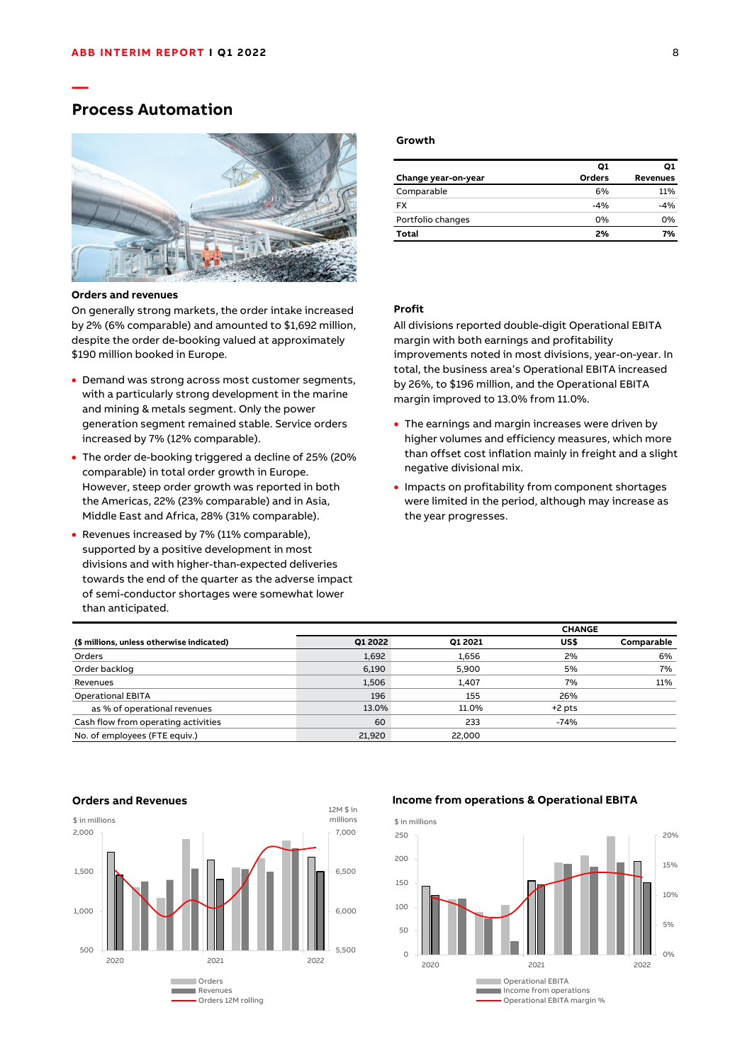## Process Automation

### Growth

| Change year-on-year | Q1 Orders | Q1 Revenues |
|---|---|---|
| Comparable | 6% | 11% |
| FX | -4% | -4% |
| Portfolio changes | 0% | 0% |
| **Total** | **2%** | **7%** |

### Orders and revenues

On generally strong markets, the order intake increased by 2% (6% comparable) and amounted to $1,692 million, despite the order de-booking valued at approximately $190 million booked in Europe.

- Demand was strong across most customer segments, with a particularly strong development in the marine and mining & metals segment. Only the power generation segment remained stable. Service orders increased by 7% (12% comparable).
- The order de-booking triggered a decline of 25% (20% comparable) in total order growth in Europe. However, steep order growth was reported in both the Americas, 22% (23% comparable) and in Asia, Middle East and Africa, 28% (31% comparable).
- Revenues increased by 7% (11% comparable), supported by a positive development in most divisions and with higher-than-expected deliveries towards the end of the quarter as the adverse impact of semi-conductor shortages were somewhat lower than anticipated.

### Profit

All divisions reported double-digit Operational EBITA margin with both earnings and profitability improvements noted in most divisions, year-on-year. In total, the business area's Operational EBITA increased by 26%, to $196 million, and the Operational EBITA margin improved to 13.0% from 11.0%.

- The earnings and margin increases were driven by higher volumes and efficiency measures, which more than offset cost inflation mainly in freight and a slight negative divisional mix.
- Impacts on profitability from component shortages were limited in the period, although may increase as the year progresses.

| ($ millions, unless otherwise indicated) | Q1 2022 | Q1 2021 | CHANGE US$ | CHANGE Comparable |
|---|---|---|---|---|
| Orders | 1,692 | 1,656 | 2% | 6% |
| Order backlog | 6,190 | 5,900 | 5% | 7% |
| Revenues | 1,506 | 1,407 | 7% | 11% |
| Operational EBITA | 196 | 155 | 26% | |
| as % of operational revenues | 13.0% | 11.0% | +2 pts | |
| Cash flow from operating activities | 60 | 233 | -74% | |
| No. of employees (FTE equiv.) | 21,920 | 22,000 | | |

### Orders and Revenues

$ in millions; 12M $ in millions

Legend: Orders; Revenues; Orders 12M rolling

### Income from operations & Operational EBITA

$ in millions

Legend: Operational EBITA; Income from operations; Operational EBITA margin %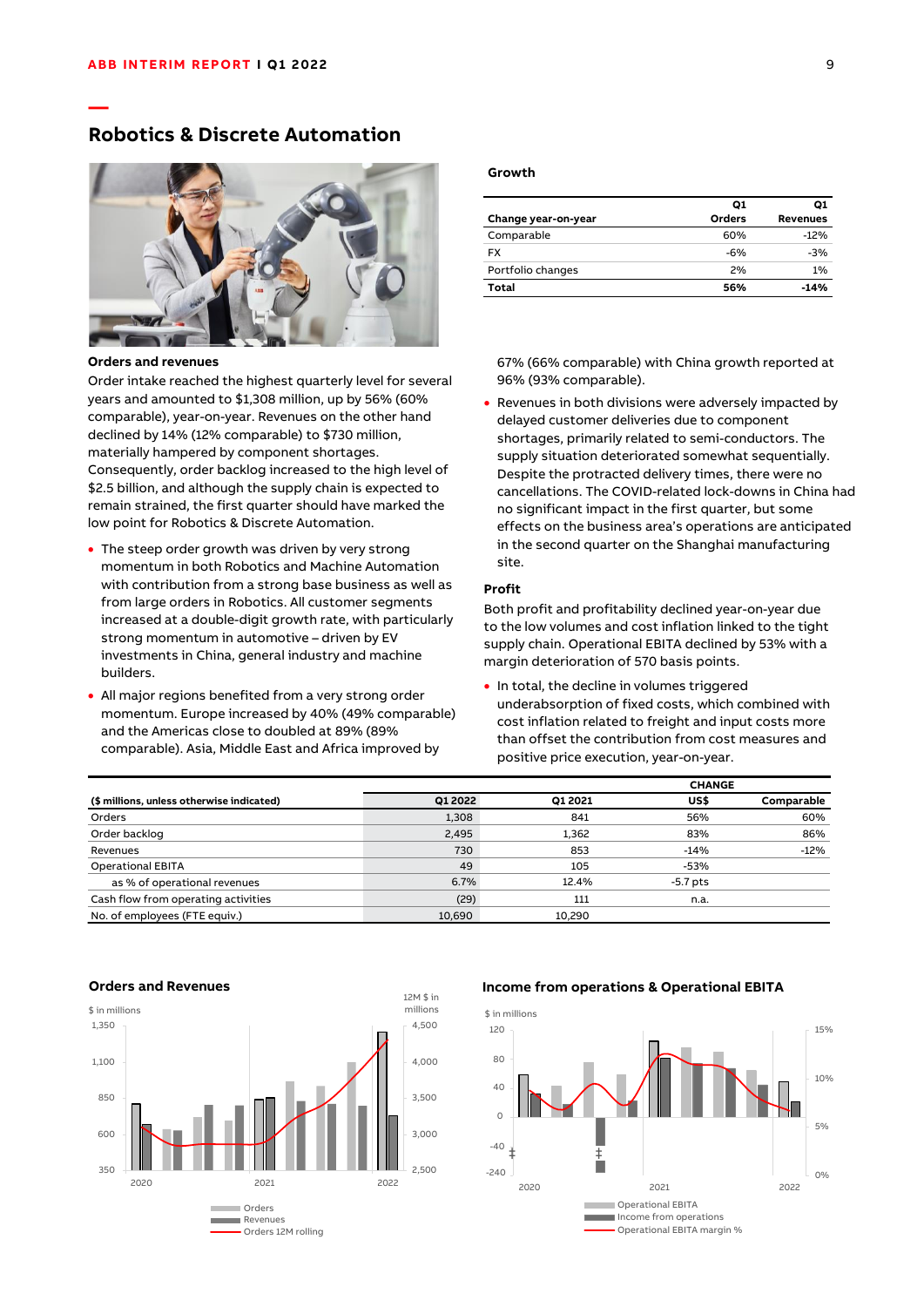## Robotics & Discrete Automation

### Growth

| Change year-on-year | Q1 Orders | Q1 Revenues |
|---|---|---|
| Comparable | 60% | -12% |
| FX | -6% | -3% |
| Portfolio changes | 2% | 1% |
| **Total** | **56%** | **-14%** |

### Orders and revenues

Order intake reached the highest quarterly level for several years and amounted to $1,308 million, up by 56% (60% comparable), year-on-year. Revenues on the other hand declined by 14% (12% comparable) to $730 million, materially hampered by component shortages. Consequently, order backlog increased to the high level of $2.5 billion, and although the supply chain is expected to remain strained, the first quarter should have marked the low point for Robotics & Discrete Automation.

- The steep order growth was driven by very strong momentum in both Robotics and Machine Automation with contribution from a strong base business as well as from large orders in Robotics. All customer segments increased at a double-digit growth rate, with particularly strong momentum in automotive – driven by EV investments in China, general industry and machine builders.
- All major regions benefited from a very strong order momentum. Europe increased by 40% (49% comparable) and the Americas close to doubled at 89% (89% comparable). Asia, Middle East and Africa improved by 67% (66% comparable) with China growth reported at 96% (93% comparable).
- Revenues in both divisions were adversely impacted by delayed customer deliveries due to component shortages, primarily related to semi-conductors. The supply situation deteriorated somewhat sequentially. Despite the protracted delivery times, there were no cancellations. The COVID-related lock-downs in China had no significant impact in the first quarter, but some effects on the business area's operations are anticipated in the second quarter on the Shanghai manufacturing site.

### Profit

Both profit and profitability declined year-on-year due to the low volumes and cost inflation linked to the tight supply chain. Operational EBITA declined by 53% with a margin deterioration of 570 basis points.

- In total, the decline in volumes triggered underabsorption of fixed costs, which combined with cost inflation related to freight and input costs more than offset the contribution from cost measures and positive price execution, year-on-year.

| ($ millions, unless otherwise indicated) | Q1 2022 | Q1 2021 | CHANGE US$ | CHANGE Comparable |
|---|---|---|---|---|
| Orders | 1,308 | 841 | 56% | 60% |
| Order backlog | 2,495 | 1,362 | 83% | 86% |
| Revenues | 730 | 853 | -14% | -12% |
| Operational EBITA | 49 | 105 | -53% | |
| as % of operational revenues | 6.7% | 12.4% | -5.7 pts | |
| Cash flow from operating activities | (29) | 111 | n.a. | |
| No. of employees (FTE equiv.) | 10,690 | 10,290 | | |

### Orders and Revenues

### Income from operations & Operational EBITA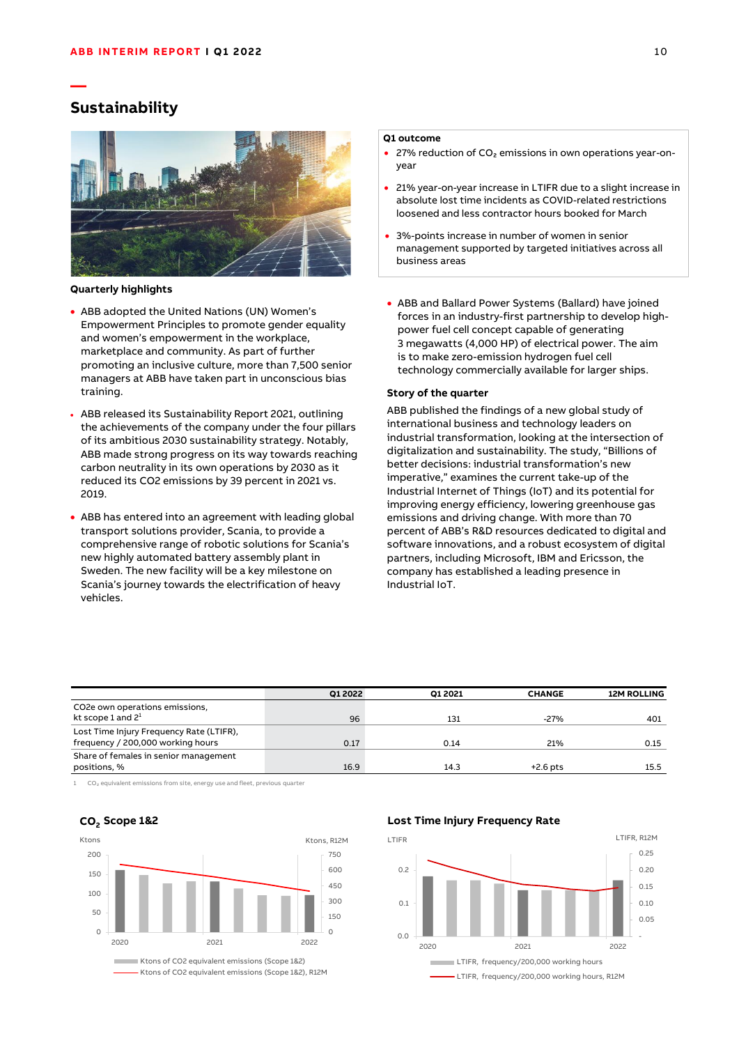## Sustainability

**Quarterly highlights**

- ABB adopted the United Nations (UN) Women's Empowerment Principles to promote gender equality and women's empowerment in the workplace, marketplace and community. As part of further promoting an inclusive culture, more than 7,500 senior managers at ABB have taken part in unconscious bias training.
- ABB released its Sustainability Report 2021, outlining the achievements of the company under the four pillars of its ambitious 2030 sustainability strategy. Notably, ABB made strong progress on its way towards reaching carbon neutrality in its own operations by 2030 as it reduced its CO2 emissions by 39 percent in 2021 vs. 2019.
- ABB has entered into an agreement with leading global transport solutions provider, Scania, to provide a comprehensive range of robotic solutions for Scania's new highly automated battery assembly plant in Sweden. The new facility will be a key milestone on Scania's journey towards the electrification of heavy vehicles.
- ABB and Ballard Power Systems (Ballard) have joined forces in an industry-first partnership to develop high-power fuel cell concept capable of generating 3 megawatts (4,000 HP) of electrical power. The aim is to make zero-emission hydrogen fuel cell technology commercially available for larger ships.

**Q1 outcome**

- 27% reduction of $CO_2$ emissions in own operations year-on-year
- 21% year-on-year increase in LTIFR due to a slight increase in absolute lost time incidents as COVID-related restrictions loosened and less contractor hours booked for March
- 3%-points increase in number of women in senior management supported by targeted initiatives across all business areas

**Story of the quarter**

ABB published the findings of a new global study of international business and technology leaders on industrial transformation, looking at the intersection of digitalization and sustainability. The study, "Billions of better decisions: industrial transformation's new imperative," examines the current take-up of the Industrial Internet of Things (IoT) and its potential for improving energy efficiency, lowering greenhouse gas emissions and driving change. With more than 70 percent of ABB's R&D resources dedicated to digital and software innovations, and a robust ecosystem of digital partners, including Microsoft, IBM and Ericsson, the company has established a leading presence in Industrial IoT.

| | Q1 2022 | Q1 2021 | CHANGE | 12M ROLLING |
|---|---|---|---|---|
| CO2e own operations emissions, kt scope 1 and 2[1] | 96 | 131 | -27% | 401 |
| Lost Time Injury Frequency Rate (LTIFR), frequency / 200,000 working hours | 0.17 | 0.14 | 21% | 0.15 |
| Share of females in senior management positions, % | 16.9 | 14.3 | +2.6 pts | 15.5 |

1 $CO_2$ equivalent emissions from site, energy use and fleet, previous quarter

**$CO_2$ Scope 1&2**

Ktons of CO2 equivalent emissions (Scope 1&2)
Ktons of CO2 equivalent emissions (Scope 1&2), R12M

**Lost Time Injury Frequency Rate**

LTIFR, frequency/200,000 working hours
LTIFR, frequency/200,000 working hours, R12M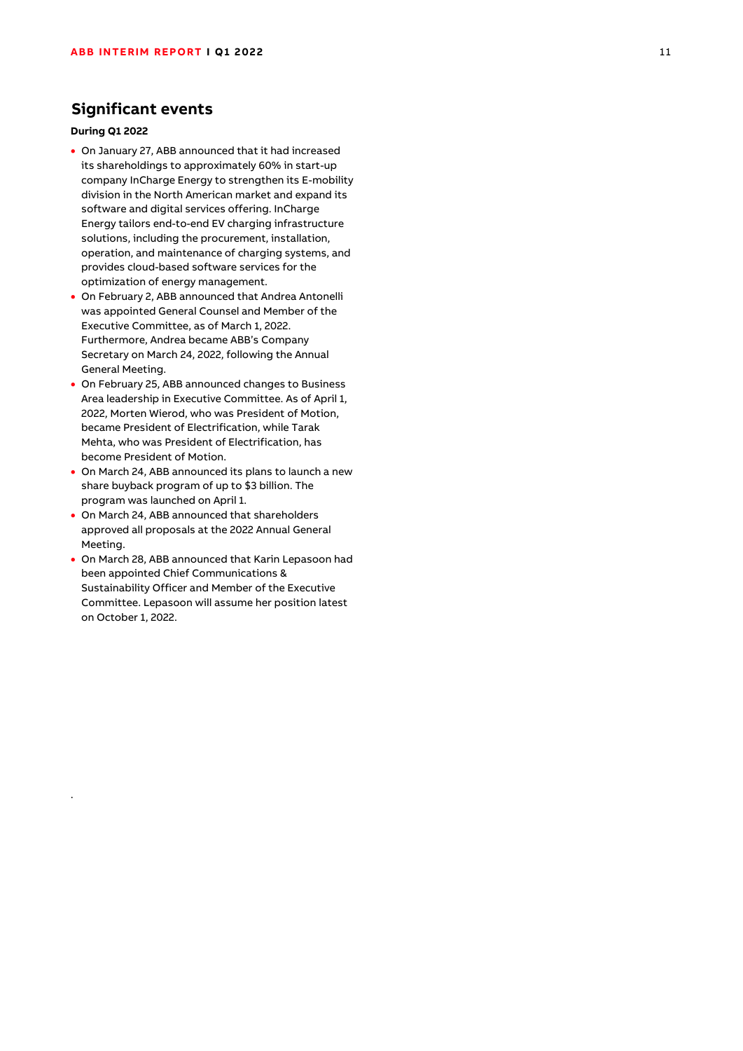## Significant events

**During Q1 2022**

- On January 27, ABB announced that it had increased its shareholdings to approximately 60% in start-up company InCharge Energy to strengthen its E-mobility division in the North American market and expand its software and digital services offering. InCharge Energy tailors end-to-end EV charging infrastructure solutions, including the procurement, installation, operation, and maintenance of charging systems, and provides cloud-based software services for the optimization of energy management.
- On February 2, ABB announced that Andrea Antonelli was appointed General Counsel and Member of the Executive Committee, as of March 1, 2022. Furthermore, Andrea became ABB's Company Secretary on March 24, 2022, following the Annual General Meeting.
- On February 25, ABB announced changes to Business Area leadership in Executive Committee. As of April 1, 2022, Morten Wierod, who was President of Motion, became President of Electrification, while Tarak Mehta, who was President of Electrification, has become President of Motion.
- On March 24, ABB announced its plans to launch a new share buyback program of up to $3 billion. The program was launched on April 1.
- On March 24, ABB announced that shareholders approved all proposals at the 2022 Annual General Meeting.
- On March 28, ABB announced that Karin Lepasoon had been appointed Chief Communications & Sustainability Officer and Member of the Executive Committee. Lepasoon will assume her position latest on October 1, 2022.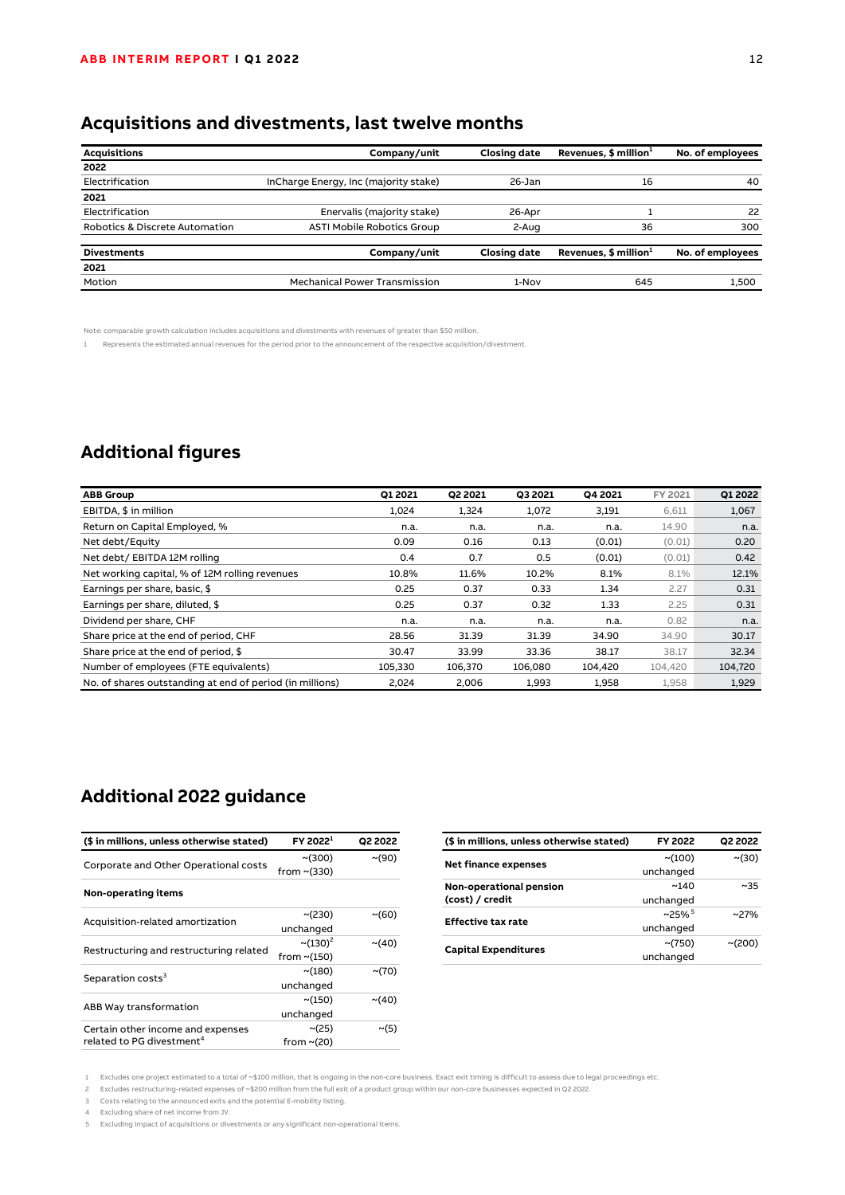## Acquisitions and divestments, last twelve months

| Acquisitions | Company/unit | Closing date | Revenues, $ million[1] | No. of employees |
|---|---|---|---|---|
| **2022** | | | | |
| Electrification | InCharge Energy, Inc (majority stake) | 26-Jan | 16 | 40 |
| **2021** | | | | |
| Electrification | Enervalis (majority stake) | 26-Apr | 1 | 22 |
| Robotics & Discrete Automation | ASTI Mobile Robotics Group | 2-Aug | 36 | 300 |

| Divestments | Company/unit | Closing date | Revenues, $ million[1] | No. of employees |
|---|---|---|---|---|
| **2021** | | | | |
| Motion | Mechanical Power Transmission | 1-Nov | 645 | 1,500 |

Note: comparable growth calculation includes acquisitions and divestments with revenues of greater than $50 million.

1 Represents the estimated annual revenues for the period prior to the announcement of the respective acquisition/divestment.

## Additional figures

| ABB Group | Q1 2021 | Q2 2021 | Q3 2021 | Q4 2021 | FY 2021 | Q1 2022 |
|---|---|---|---|---|---|---|
| EBITDA, $ in million | 1,024 | 1,324 | 1,072 | 3,191 | 6,611 | 1,067 |
| Return on Capital Employed, % | n.a. | n.a. | n.a. | n.a. | 14.90 | n.a. |
| Net debt/Equity | 0.09 | 0.16 | 0.13 | (0.01) | (0.01) | 0.20 |
| Net debt/ EBITDA 12M rolling | 0.4 | 0.7 | 0.5 | (0.01) | (0.01) | 0.42 |
| Net working capital, % of 12M rolling revenues | 10.8% | 11.6% | 10.2% | 8.1% | 8.1% | 12.1% |
| Earnings per share, basic, $ | 0.25 | 0.37 | 0.33 | 1.34 | 2.27 | 0.31 |
| Earnings per share, diluted, $ | 0.25 | 0.37 | 0.32 | 1.33 | 2.25 | 0.31 |
| Dividend per share, CHF | n.a. | n.a. | n.a. | n.a. | 0.82 | n.a. |
| Share price at the end of period, CHF | 28.56 | 31.39 | 31.39 | 34.90 | 34.90 | 30.17 |
| Share price at the end of period, $ | 30.47 | 33.99 | 33.36 | 38.17 | 38.17 | 32.34 |
| Number of employees (FTE equivalents) | 105,330 | 106,370 | 106,080 | 104,420 | 104,420 | 104,720 |
| No. of shares outstanding at end of period (in millions) | 2,024 | 2,006 | 1,993 | 1,958 | 1,958 | 1,929 |

## Additional 2022 guidance

| ($ in millions, unless otherwise stated) | FY 2022[1] | Q2 2022 |
|---|---|---|
| Corporate and Other Operational costs | ~(300) from ~(330) | ~(90) |
| **Non-operating items** | | |
| Acquisition-related amortization | ~(230) unchanged | ~(60) |
| Restructuring and restructuring related | ~(130)[2] from ~(150) | ~(40) |
| Separation costs[3] | ~(180) unchanged | ~(70) |
| ABB Way transformation | ~(150) unchanged | ~(40) |
| Certain other income and expenses related to PG divestment[4] | ~(25) from ~(20) | ~(5) |

| ($ in millions, unless otherwise stated) | FY 2022 | Q2 2022 |
|---|---|---|
| **Net finance expenses** | ~(100) unchanged | ~(30) |
| **Non-operational pension (cost) / credit** | ~140 unchanged | ~35 |
| **Effective tax rate** | ~25%[5] unchanged | ~27% |
| **Capital Expenditures** | ~(750) unchanged | ~(200) |

1 Excludes one project estimated to a total of ~$100 million, that is ongoing in the non-core business. Exact exit timing is difficult to assess due to legal proceedings etc.

2 Excludes restructuring-related expenses of ~$200 million from the full exit of a product group within our non-core businesses expected in Q2 2022.

3 Costs relating to the announced exits and the potential E-mobility listing.

4 Excluding share of net income from JV.

5 Excluding impact of acquisitions or divestments or any significant non-operational items.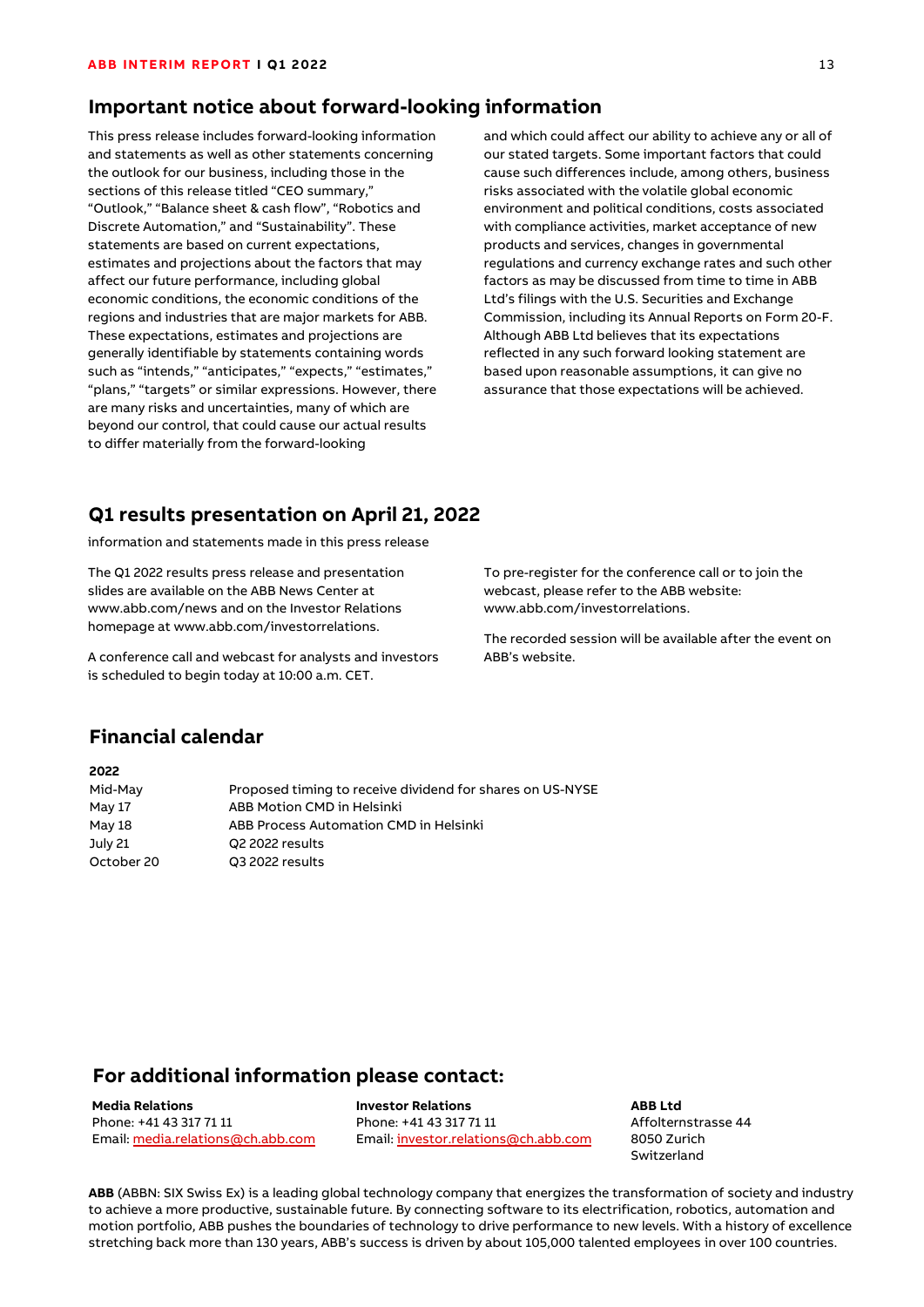## Important notice about forward-looking information

This press release includes forward-looking information and statements as well as other statements concerning the outlook for our business, including those in the sections of this release titled "CEO summary," "Outlook," "Balance sheet & cash flow", "Robotics and Discrete Automation," and "Sustainability". These statements are based on current expectations, estimates and projections about the factors that may affect our future performance, including global economic conditions, the economic conditions of the regions and industries that are major markets for ABB. These expectations, estimates and projections are generally identifiable by statements containing words such as "intends," "anticipates," "expects," "estimates," "plans," "targets" or similar expressions. However, there are many risks and uncertainties, many of which are beyond our control, that could cause our actual results to differ materially from the forward-looking information and statements made in this press release and which could affect our ability to achieve any or all of our stated targets. Some important factors that could cause such differences include, among others, business risks associated with the volatile global economic environment and political conditions, costs associated with compliance activities, market acceptance of new products and services, changes in governmental regulations and currency exchange rates and such other factors as may be discussed from time to time in ABB Ltd's filings with the U.S. Securities and Exchange Commission, including its Annual Reports on Form 20-F. Although ABB Ltd believes that its expectations reflected in any such forward looking statement are based upon reasonable assumptions, it can give no assurance that those expectations will be achieved.

## Q1 results presentation on April 21, 2022

The Q1 2022 results press release and presentation slides are available on the ABB News Center at www.abb.com/news and on the Investor Relations homepage at www.abb.com/investorrelations.

A conference call and webcast for analysts and investors is scheduled to begin today at 10:00 a.m. CET.

To pre-register for the conference call or to join the webcast, please refer to the ABB website: www.abb.com/investorrelations.

The recorded session will be available after the event on ABB's website.

## Financial calendar

| **2022** | |
|---|---|
| Mid-May | Proposed timing to receive dividend for shares on US-NYSE |
| May 17 | ABB Motion CMD in Helsinki |
| May 18 | ABB Process Automation CMD in Helsinki |
| July 21 | Q2 2022 results |
| October 20 | Q3 2022 results |

## For additional information please contact:

**Media Relations**
Phone: +41 43 317 71 11
Email: media.relations@ch.abb.com

**Investor Relations**
Phone: +41 43 317 71 11
Email: investor.relations@ch.abb.com

**ABB Ltd**
Affolternstrasse 44
8050 Zurich
Switzerland

**ABB** (ABBN: SIX Swiss Ex) is a leading global technology company that energizes the transformation of society and industry to achieve a more productive, sustainable future. By connecting software to its electrification, robotics, automation and motion portfolio, ABB pushes the boundaries of technology to drive performance to new levels. With a history of excellence stretching back more than 130 years, ABB's success is driven by about 105,000 talented employees in over 100 countries.